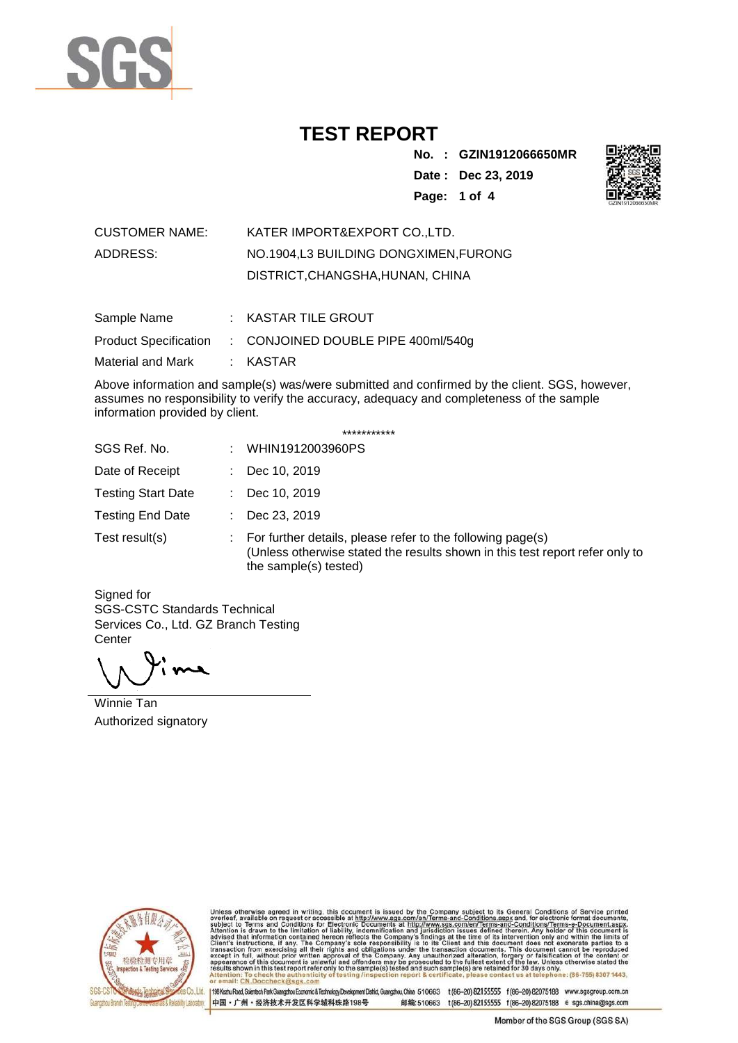# TEST REPORT

**No. : GZIN1912066650MR**

**Date : Dec 23, 2019**

CUSTOMER NAME: KATER IMPORT&EXPORT CO.,LTD.

ADDRESS: NO.1904,L3 BUILDING DONGXIMEN,FURONG DISTRICT,CHANGSHA,HUNAN, CHINA

| | | |
|---|---|---|
| Sample Name | : | KASTAR TILE GROUT |
| Product Specification | : | CONJOINED DOUBLE PIPE 400ml/540g |
| Material and Mark | : | KASTAR |

Above information and sample(s) was/were submitted and confirmed by the client. SGS, however, assumes no responsibility to verify the accuracy, adequacy and completeness of the sample information provided by client.

***********

| | | |
|---|---|---|
| SGS Ref. No. | : | WHIN1912003960PS |
| Date of Receipt | : | Dec 10, 2019 |
| Testing Start Date | : | Dec 10, 2019 |
| Testing End Date | : | Dec 23, 2019 |
| Test result(s) | : | For further details, please refer to the following page(s) (Unless otherwise stated the results shown in this test report refer only to the sample(s) tested) |

Signed for
SGS-CSTC Standards Technical Services Co., Ltd. GZ Branch Testing Center

Winnie Tan
Authorized signatory

Unless otherwise agreed in writing, this document is issued by the Company subject to its General Conditions of Service printed overleaf, available on request or accessible at http://www.sgs.com/en/Terms-and-Conditions.aspx and, for electronic format documents, subject to Terms and Conditions for Electronic Documents at http://www.sgs.com/en/Terms-and-Conditions/Terms-e-Document.aspx. Attention is drawn to the limitation of liability, indemnification and jurisdiction issues defined therein. Any holder of this document is advised that information contained hereon reflects the Company's findings at the time of its intervention only and within the limits of Client's instructions, if any. The Company's sole responsibility is to its Client and this document does not exonerate parties to a transaction from exercising all their rights and obligations under the transaction documents. This document cannot be reproduced except in full, without prior written approval of the Company. Any unauthorized alteration, forgery or falsification of the content or appearance of this document is unlawful and offenders may be prosecuted to the fullest extent of the law. Unless otherwise stated the results shown in this test report refer only to the sample(s) tested and such sample(s) are retained for 30 days only.
Attention: To check the authenticity of testing /inspection report & certificate, please contact us at telephone: (86-755) 8307 1443, or email: CN.Doccheck@sgs.com

198 Kezhu Road, Scientech Park Guangzhou Economic & Technology Development District, Guangzhou, China 510663 t (86–20) 82155555 f (86–20) 82075188 www.sgsgroup.com.cn
中国・广州・经济技术开发区科学城科珠路198号 邮编: 510663 t (86–20) 82155555 f (86–20) 82075188 e sgs.china@sgs.com

Member of the SGS Group (SGS SA)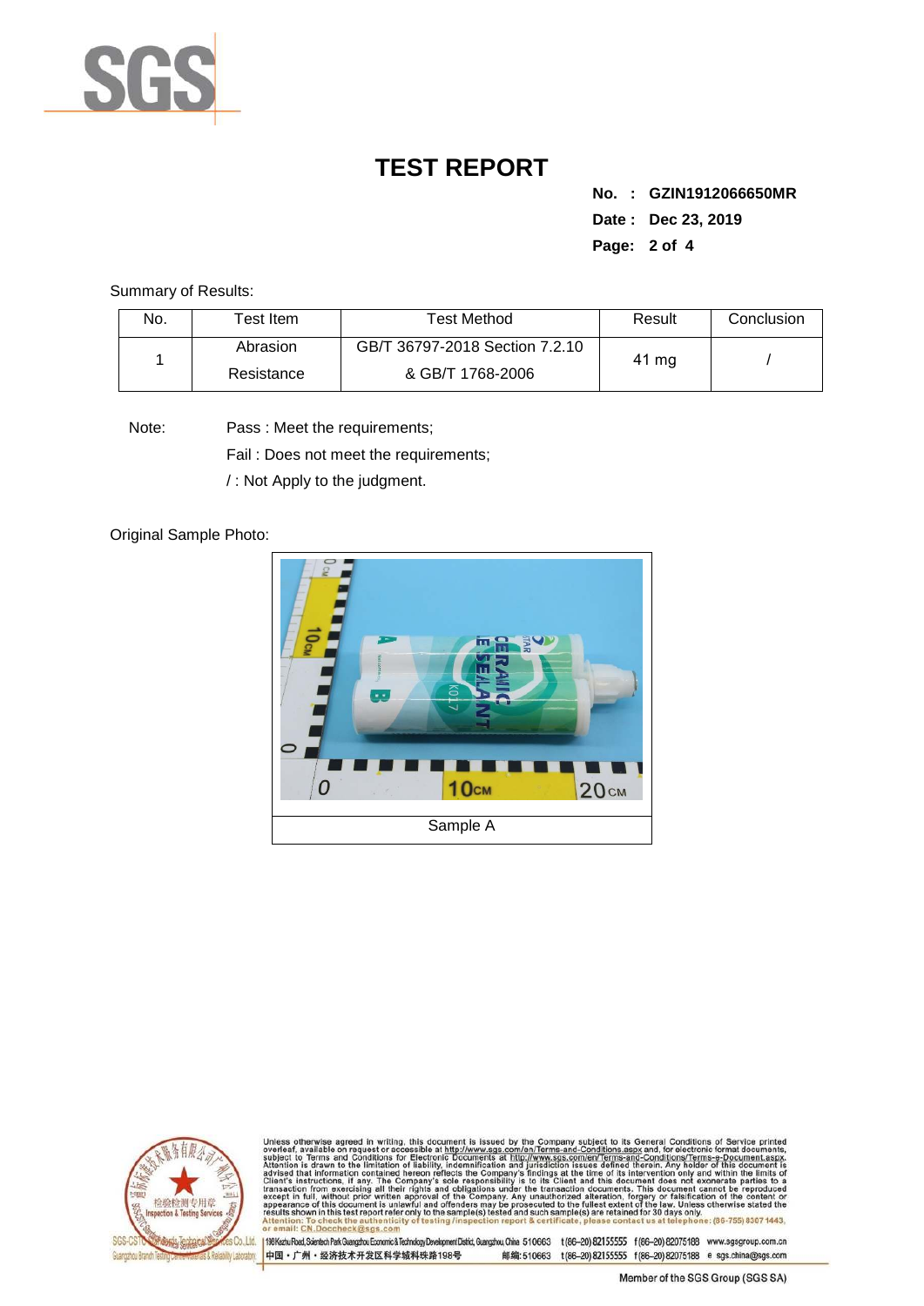# TEST REPORT

**No. : GZIN1912066650MR**

**Date : Dec 23, 2019**

Summary of Results:

| No. | Test Item | Test Method | Result | Conclusion |
|---|---|---|---|---|
| 1 | Abrasion Resistance | GB/T 36797-2018 Section 7.2.10 & GB/T 1768-2006 | 41 mg | / |

Note: Pass : Meet the requirements;

Fail : Does not meet the requirements;

/ : Not Apply to the judgment.

Original Sample Photo:

Sample A

Unless otherwise agreed in writing, this document is issued by the Company subject to its General Conditions of Service printed overleaf, available on request or accessible at http://www.sgs.com/en/Terms-and-Conditions.aspx and, for electronic format documents, subject to Terms and Conditions for Electronic Documents at http://www.sgs.com/en/Terms-and-Conditions/Terms-e-Document.aspx. Attention is drawn to the limitation of liability, indemnification and jurisdiction issues defined therein. Any holder of this document is advised that information contained hereon reflects the Company's findings at the time of its intervention only and within the limits of Client's instructions, if any. The Company's sole responsibility is to its Client and this document does not exonerate parties to a transaction from exercising all their rights and obligations under the transaction documents. This document cannot be reproduced except in full, without prior written approval of the Company. Any unauthorized alteration, forgery or falsification of the content or appearance of this document is unlawful and offenders may be prosecuted to the fullest extent of the law. Unless otherwise stated the results shown in this test report refer only to the sample(s) tested and such sample(s) are retained for 30 days only.
Attention: To check the authenticity of testing /inspection report & certificate, please contact us at telephone: (86-755) 8307 1443, or email: CN.Doccheck@sgs.com

198 Kezhu Road, Scientech Park Guangzhou Economic & Technology Development District, Guangzhou, China 510663 t (86-20) 82155555 f (86-20) 82075188 www.sgsgroup.com.cn
中国・广州・经济技术开发区科学城科珠路198号 邮编: 510663 t (86-20) 82155555 f (86-20) 82075188 e sgs.china@sgs.com

Member of the SGS Group (SGS SA)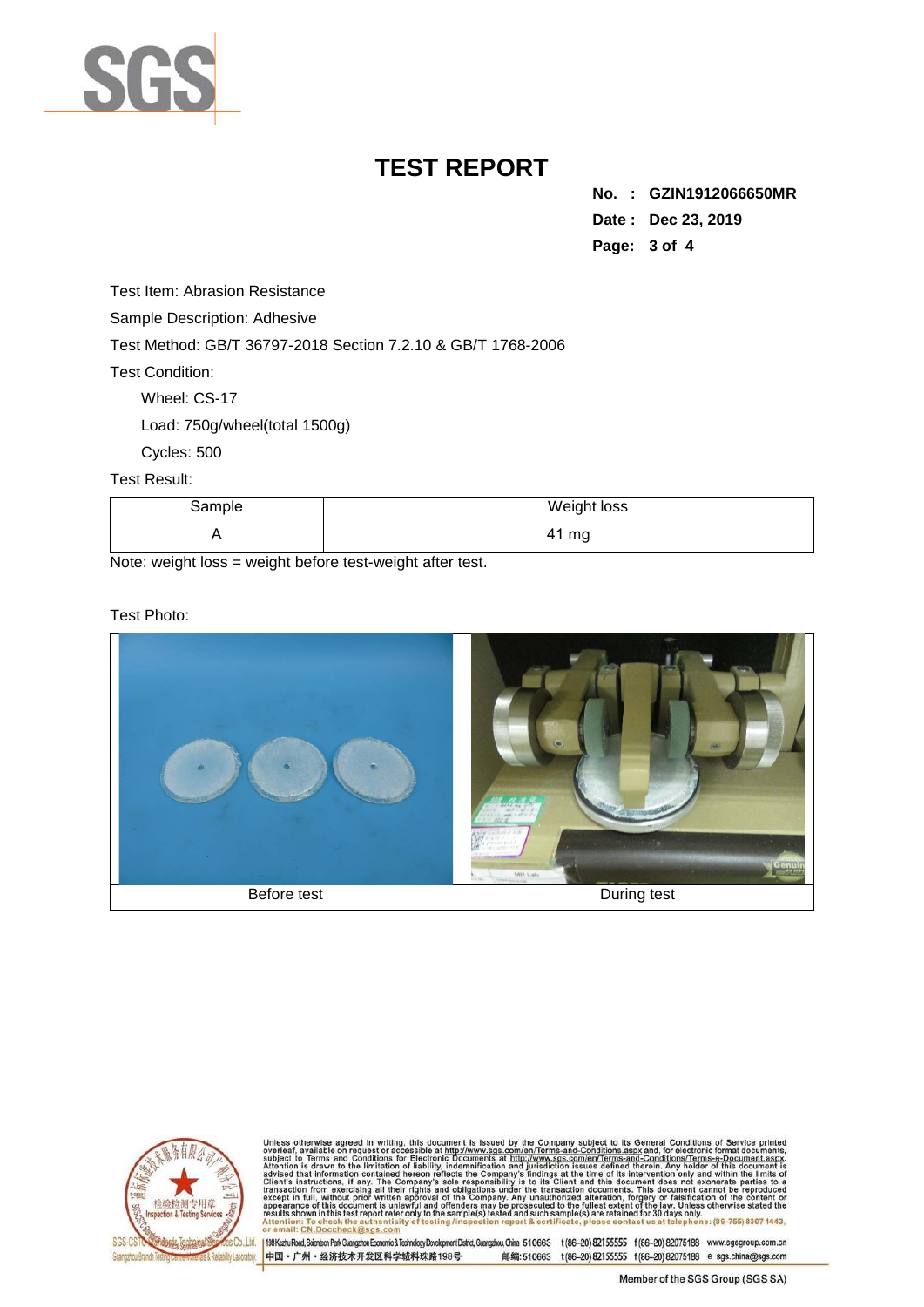# TEST REPORT

**No. : GZIN1912066650MR**
**Date : Dec 23, 2019**

Test Item: Abrasion Resistance

Sample Description: Adhesive

Test Method: GB/T 36797-2018 Section 7.2.10 & GB/T 1768-2006

Test Condition:

Wheel: CS-17

Load: 750g/wheel(total 1500g)

Cycles: 500

Test Result:

| Sample | Weight loss |
|---|---|
| A | 41 mg |

Note: weight loss = weight before test-weight after test.

Test Photo:

| Before test | During test |
|---|---|

Unless otherwise agreed in writing, this document is issued by the Company subject to its General Conditions of Service printed overleaf, available on request or accessible at http://www.sgs.com/en/Terms-and-Conditions.aspx and, for electronic format documents, subject to Terms and Conditions for Electronic Documents at http://www.sgs.com/en/Terms-and-Conditions/Terms-e-Document.aspx. Attention is drawn to the limitation of liability, indemnification and jurisdiction issues defined therein. Any holder of this document is advised that information contained hereon reflects the Company's findings at the time of its intervention only and within the limits of Client's instructions, if any. The Company's sole responsibility is to its Client and this document does not exonerate parties to a transaction from exercising all their rights and obligations under the transaction documents. This document cannot be reproduced except in full, without prior written approval of the Company. Any unauthorized alteration, forgery or falsification of the content or appearance of this document is unlawful and offenders may be prosecuted to the fullest extent of the law. Unless otherwise stated the results shown in this test report refer only to the sample(s) tested and such sample(s) are retained for 30 days only.
Attention: To check the authenticity of testing /inspection report & certificate, please contact us at telephone: (86-755) 8307 1443, or email: CN.Doccheck@sgs.com

198 Kezhu Road, Scientech Park Guangzhou Economic & Technology Development District, Guangzhou, China 510663 t (86-20) 82155555 f (86-20) 82075188 www.sgsgroup.com.cn
中国・广州・经济技术开发区科学城科珠路198号 邮编: 510663 t (86-20) 82155555 f (86-20) 82075188 e sgs.china@sgs.com

Member of the SGS Group (SGS SA)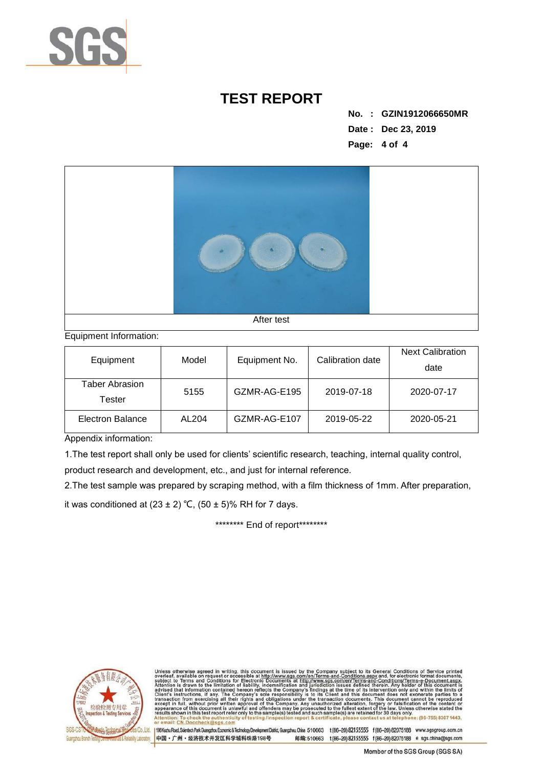After test

Equipment Information:

| Equipment | Model | Equipment No. | Calibration date | Next Calibration date |
| --- | --- | --- | --- | --- |
| Taber Abrasion Tester | 5155 | GZMR-AG-E195 | 2019-07-18 | 2020-07-17 |
| Electron Balance | AL204 | GZMR-AG-E107 | 2019-05-22 | 2020-05-21 |

Appendix information:

1.The test report shall only be used for clients' scientific research, teaching, internal quality control, product research and development, etc., and just for internal reference.

2.The test sample was prepared by scraping method, with a film thickness of 1mm. After preparation, it was conditioned at (23 ± 2) ℃, (50 ± 5)% RH for 7 days.

******** End of report********